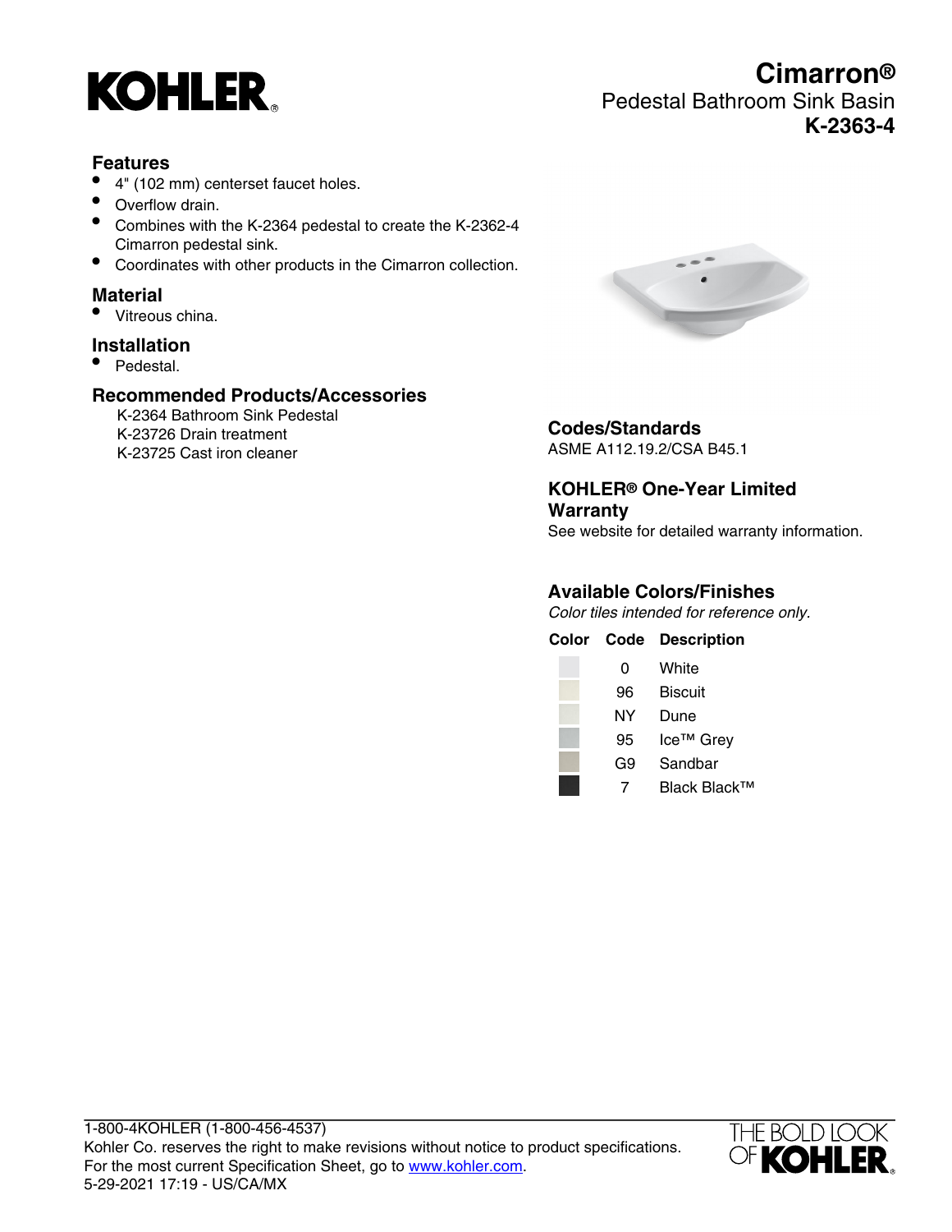# Cimarron®

Pedestal Bathroom Sink Basin

**K-2363-4**

## Features

- 4" (102 mm) centerset faucet holes.
- Overflow drain.
- Combines with the K-2364 pedestal to create the K-2362-4 Cimarron pedestal sink.
- Coordinates with other products in the Cimarron collection.

## Material

- Vitreous china.

## Installation

- Pedestal.

## Recommended Products/Accessories

K-2364 Bathroom Sink Pedestal
K-23726 Drain treatment
K-23725 Cast iron cleaner

## Codes/Standards

ASME A112.19.2/CSA B45.1

## KOHLER® One-Year Limited Warranty

See website for detailed warranty information.

## Available Colors/Finishes

*Color tiles intended for reference only.*

| Color | Code | Description |
|---|---|---|
| | 0 | White |
| | 96 | Biscuit |
| | NY | Dune |
| | 95 | Ice™ Grey |
| | G9 | Sandbar |
| | 7 | Black Black™ |

1-800-4KOHLER (1-800-456-4537)
Kohler Co. reserves the right to make revisions without notice to product specifications.
For the most current Specification Sheet, go to [www.kohler.com](http://www.kohler.com).
5-29-2021 17:19 - US/CA/MX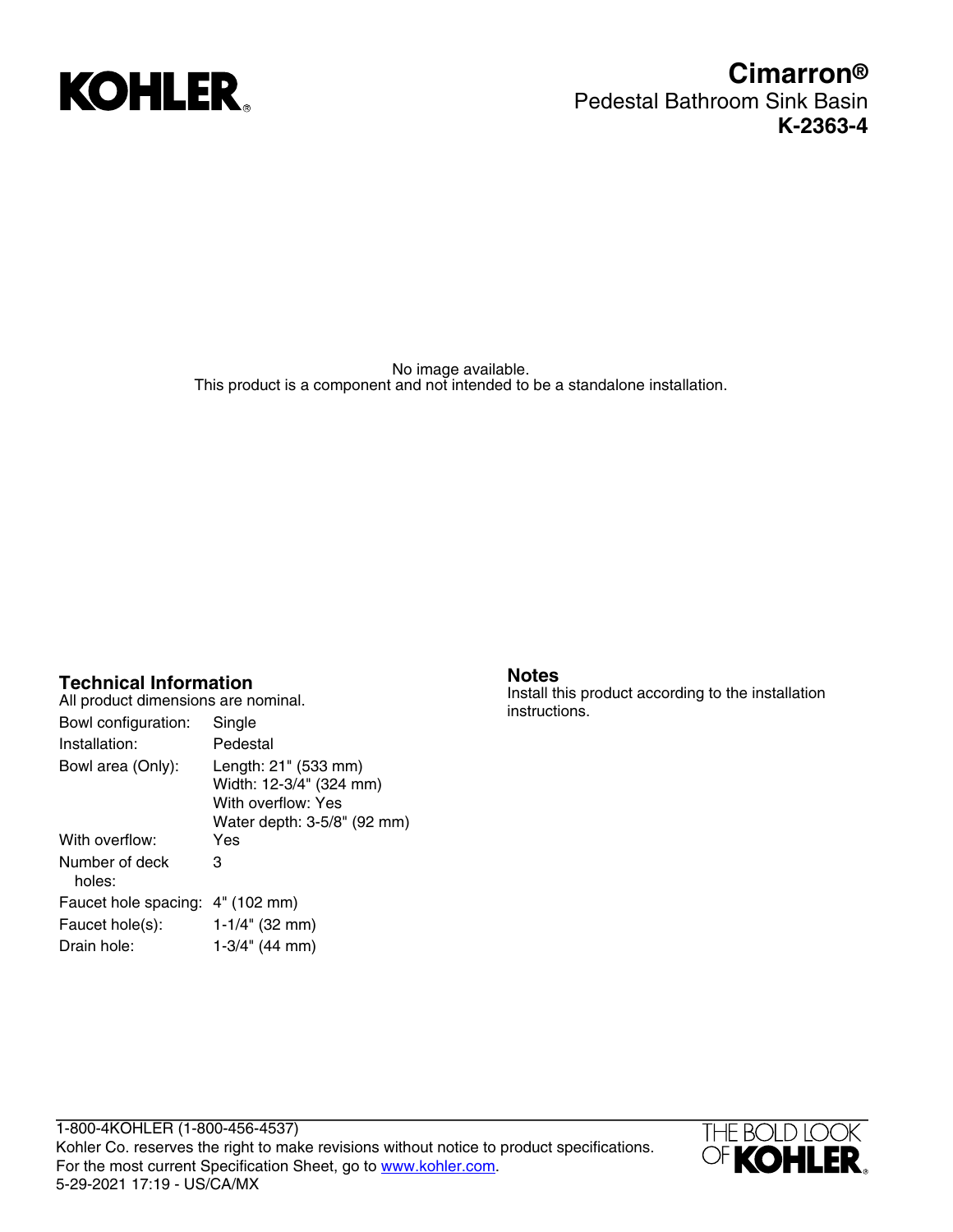# Cimarron®

## Pedestal Bathroom Sink Basin

**K-2363-4**

No image available.
This product is a component and not intended to be a standalone installation.

## Technical Information

All product dimensions are nominal.

| | |
|---|---|
| Bowl configuration: | Single |
| Installation: | Pedestal |
| Bowl area (Only): | Length: 21" (533 mm)<br>Width: 12-3/4" (324 mm)<br>With overflow: Yes<br>Water depth: 3-5/8" (92 mm) |
| With overflow: | Yes |
| Number of deck holes: | 3 |
| Faucet hole spacing: | 4" (102 mm) |
| Faucet hole(s): | 1-1/4" (32 mm) |
| Drain hole: | 1-3/4" (44 mm) |

## Notes

Install this product according to the installation instructions.

1-800-4KOHLER (1-800-456-4537)
Kohler Co. reserves the right to make revisions without notice to product specifications.
For the most current Specification Sheet, go to www.kohler.com.
5-29-2021 17:19 - US/CA/MX